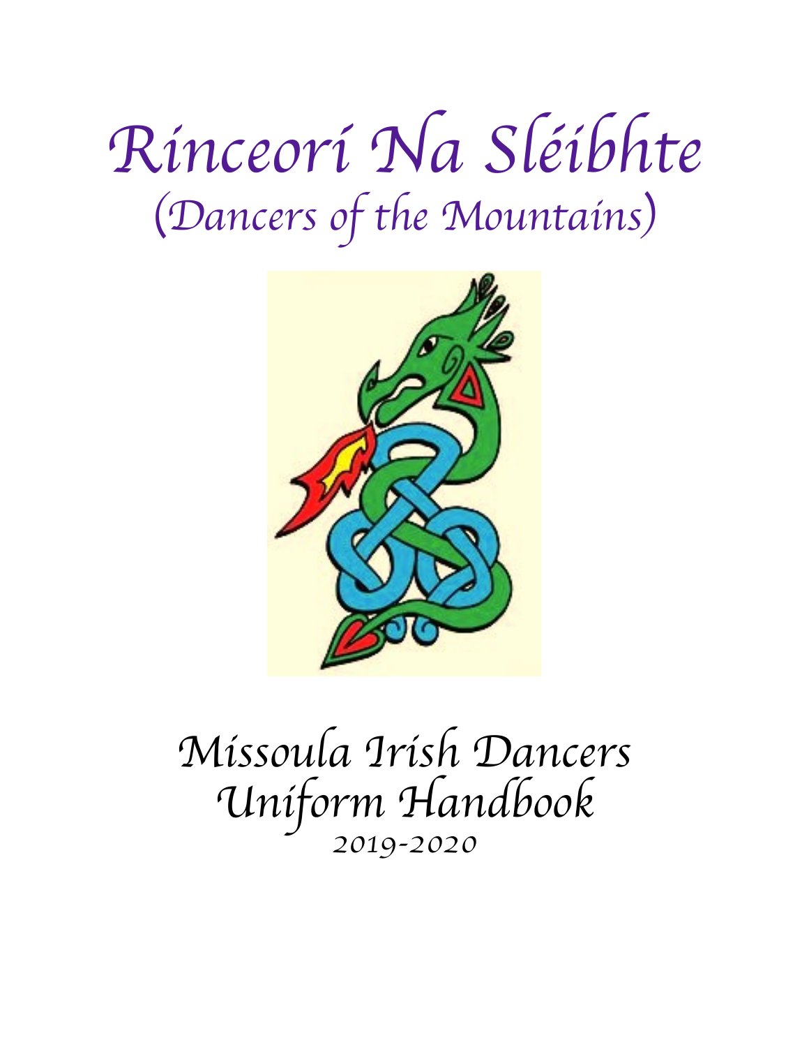# Rinceorí Na Sléibhte
## (Dancers of the Mountains)

## Missoula Irish Dancers Uniform Handbook
### 2019-2020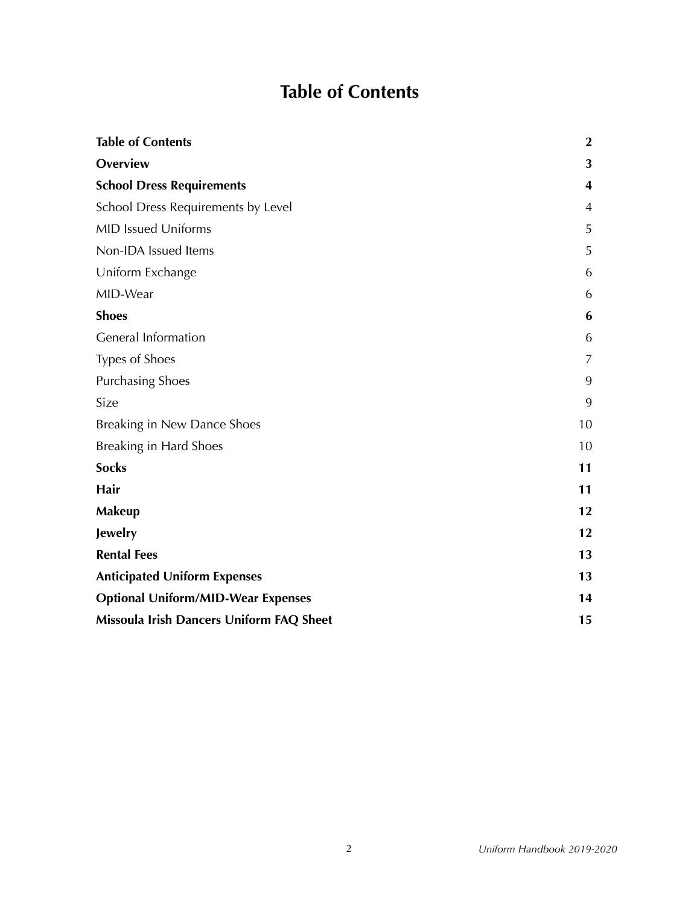# Table of Contents

| | |
|---|---|
| **Table of Contents** | **2** |
| **Overview** | **3** |
| **School Dress Requirements** | **4** |
| School Dress Requirements by Level | 4 |
| MID Issued Uniforms | 5 |
| Non-IDA Issued Items | 5 |
| Uniform Exchange | 6 |
| MID-Wear | 6 |
| **Shoes** | **6** |
| General Information | 6 |
| Types of Shoes | 7 |
| Purchasing Shoes | 9 |
| Size | 9 |
| Breaking in New Dance Shoes | 10 |
| Breaking in Hard Shoes | 10 |
| **Socks** | **11** |
| **Hair** | **11** |
| **Makeup** | **12** |
| **Jewelry** | **12** |
| **Rental Fees** | **13** |
| **Anticipated Uniform Expenses** | **13** |
| **Optional Uniform/MID-Wear Expenses** | **14** |
| **Missoula Irish Dancers Uniform FAQ Sheet** | **15** |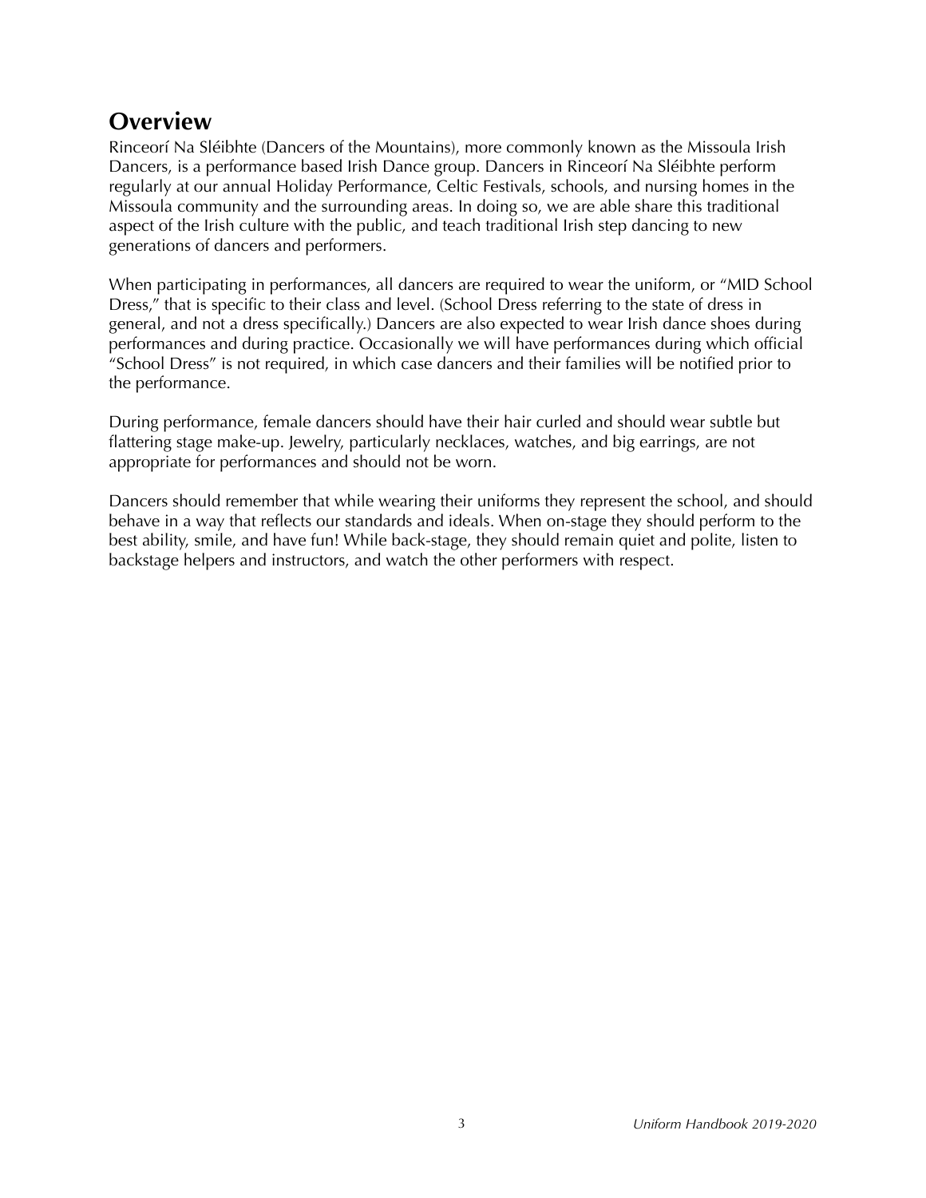## Overview

Rinceorí Na Sléibhte (Dancers of the Mountains), more commonly known as the Missoula Irish Dancers, is a performance based Irish Dance group. Dancers in Rinceorí Na Sléibhte perform regularly at our annual Holiday Performance, Celtic Festivals, schools, and nursing homes in the Missoula community and the surrounding areas. In doing so, we are able share this traditional aspect of the Irish culture with the public, and teach traditional Irish step dancing to new generations of dancers and performers.

When participating in performances, all dancers are required to wear the uniform, or "MID School Dress," that is specific to their class and level. (School Dress referring to the state of dress in general, and not a dress specifically.) Dancers are also expected to wear Irish dance shoes during performances and during practice. Occasionally we will have performances during which official "School Dress" is not required, in which case dancers and their families will be notified prior to the performance.

During performance, female dancers should have their hair curled and should wear subtle but flattering stage make-up. Jewelry, particularly necklaces, watches, and big earrings, are not appropriate for performances and should not be worn.

Dancers should remember that while wearing their uniforms they represent the school, and should behave in a way that reflects our standards and ideals. When on-stage they should perform to the best ability, smile, and have fun! While back-stage, they should remain quiet and polite, listen to backstage helpers and instructors, and watch the other performers with respect.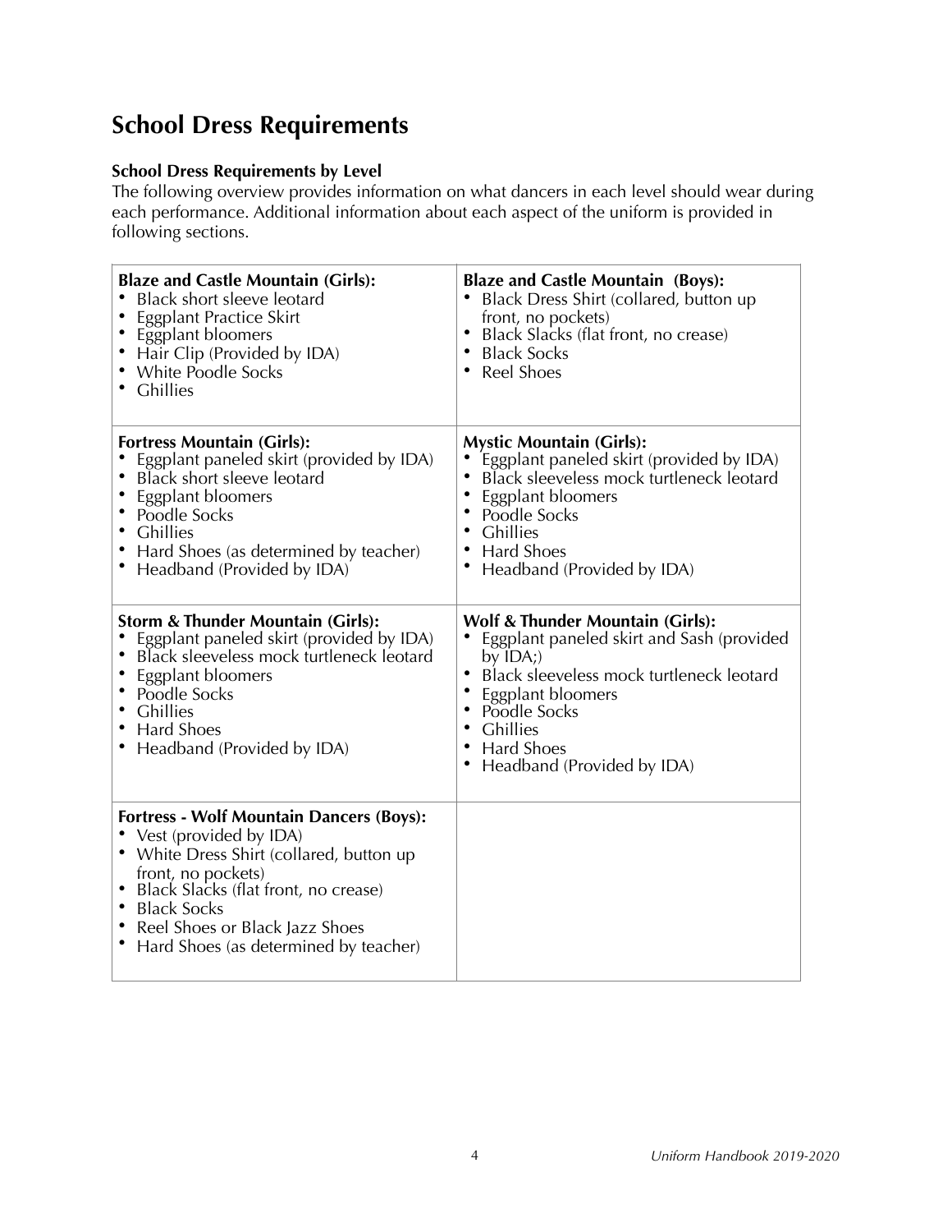# School Dress Requirements

### School Dress Requirements by Level

The following overview provides information on what dancers in each level should wear during each performance. Additional information about each aspect of the uniform is provided in following sections.

| **Blaze and Castle Mountain (Girls):** | **Blaze and Castle Mountain (Boys):** |
|---|---|
| • Black short sleeve leotard<br>• Eggplant Practice Skirt<br>• Eggplant bloomers<br>• Hair Clip (Provided by IDA)<br>• White Poodle Socks<br>• Ghillies | • Black Dress Shirt (collared, button up front, no pockets)<br>• Black Slacks (flat front, no crease)<br>• Black Socks<br>• Reel Shoes |
| **Fortress Mountain (Girls):**<br>• Eggplant paneled skirt (provided by IDA)<br>• Black short sleeve leotard<br>• Eggplant bloomers<br>• Poodle Socks<br>• Ghillies<br>• Hard Shoes (as determined by teacher)<br>• Headband (Provided by IDA) | **Mystic Mountain (Girls):**<br>• Eggplant paneled skirt (provided by IDA)<br>• Black sleeveless mock turtleneck leotard<br>• Eggplant bloomers<br>• Poodle Socks<br>• Ghillies<br>• Hard Shoes<br>• Headband (Provided by IDA) |
| **Storm & Thunder Mountain (Girls):**<br>• Eggplant paneled skirt (provided by IDA)<br>• Black sleeveless mock turtleneck leotard<br>• Eggplant bloomers<br>• Poodle Socks<br>• Ghillies<br>• Hard Shoes<br>• Headband (Provided by IDA) | **Wolf & Thunder Mountain (Girls):**<br>• Eggplant paneled skirt and Sash (provided by IDA;)<br>• Black sleeveless mock turtleneck leotard<br>• Eggplant bloomers<br>• Poodle Socks<br>• Ghillies<br>• Hard Shoes<br>• Headband (Provided by IDA) |
| **Fortress - Wolf Mountain Dancers (Boys):**<br>• Vest (provided by IDA)<br>• White Dress Shirt (collared, button up front, no pockets)<br>• Black Slacks (flat front, no crease)<br>• Black Socks<br>• Reel Shoes or Black Jazz Shoes<br>• Hard Shoes (as determined by teacher) | |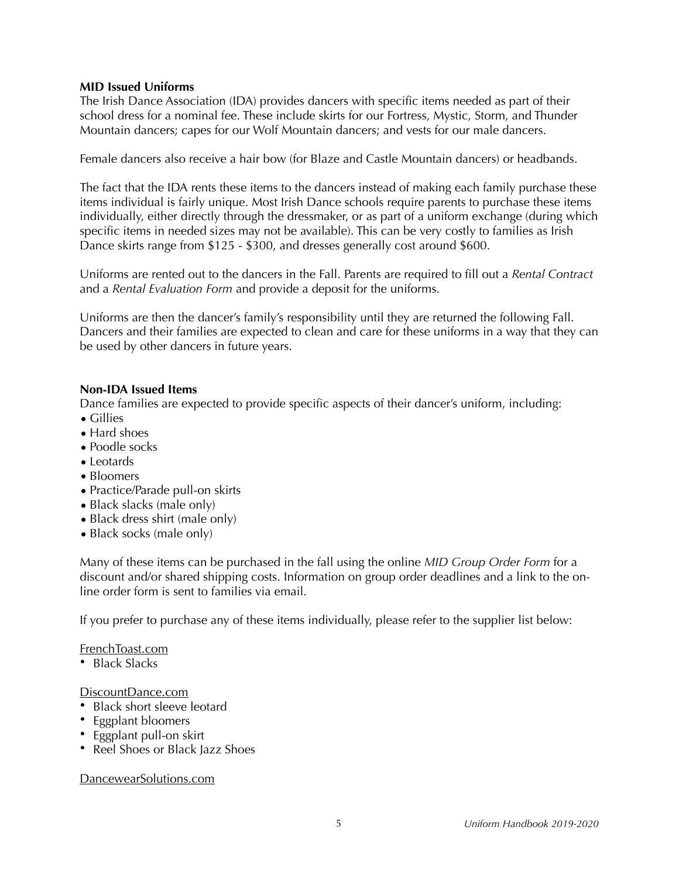**MID Issued Uniforms**

The Irish Dance Association (IDA) provides dancers with specific items needed as part of their school dress for a nominal fee. These include skirts for our Fortress, Mystic, Storm, and Thunder Mountain dancers; capes for our Wolf Mountain dancers; and vests for our male dancers.

Female dancers also receive a hair bow (for Blaze and Castle Mountain dancers) or headbands.

The fact that the IDA rents these items to the dancers instead of making each family purchase these items individual is fairly unique. Most Irish Dance schools require parents to purchase these items individually, either directly through the dressmaker, or as part of a uniform exchange (during which specific items in needed sizes may not be available). This can be very costly to families as Irish Dance skirts range from $125 - $300, and dresses generally cost around $600.

Uniforms are rented out to the dancers in the Fall. Parents are required to fill out a *Rental Contract* and a *Rental Evaluation Form* and provide a deposit for the uniforms.

Uniforms are then the dancer's family's responsibility until they are returned the following Fall. Dancers and their families are expected to clean and care for these uniforms in a way that they can be used by other dancers in future years.

**Non-IDA Issued Items**

Dance families are expected to provide specific aspects of their dancer's uniform, including:

- Gillies
- Hard shoes
- Poodle socks
- Leotards
- Bloomers
- Practice/Parade pull-on skirts
- Black slacks (male only)
- Black dress shirt (male only)
- Black socks (male only)

Many of these items can be purchased in the fall using the online *MID Group Order Form* for a discount and/or shared shipping costs. Information on group order deadlines and a link to the on-line order form is sent to families via email.

If you prefer to purchase any of these items individually, please refer to the supplier list below:

FrenchToast.com

- Black Slacks

DiscountDance.com

- Black short sleeve leotard
- Eggplant bloomers
- Eggplant pull-on skirt
- Reel Shoes or Black Jazz Shoes

DancewearSolutions.com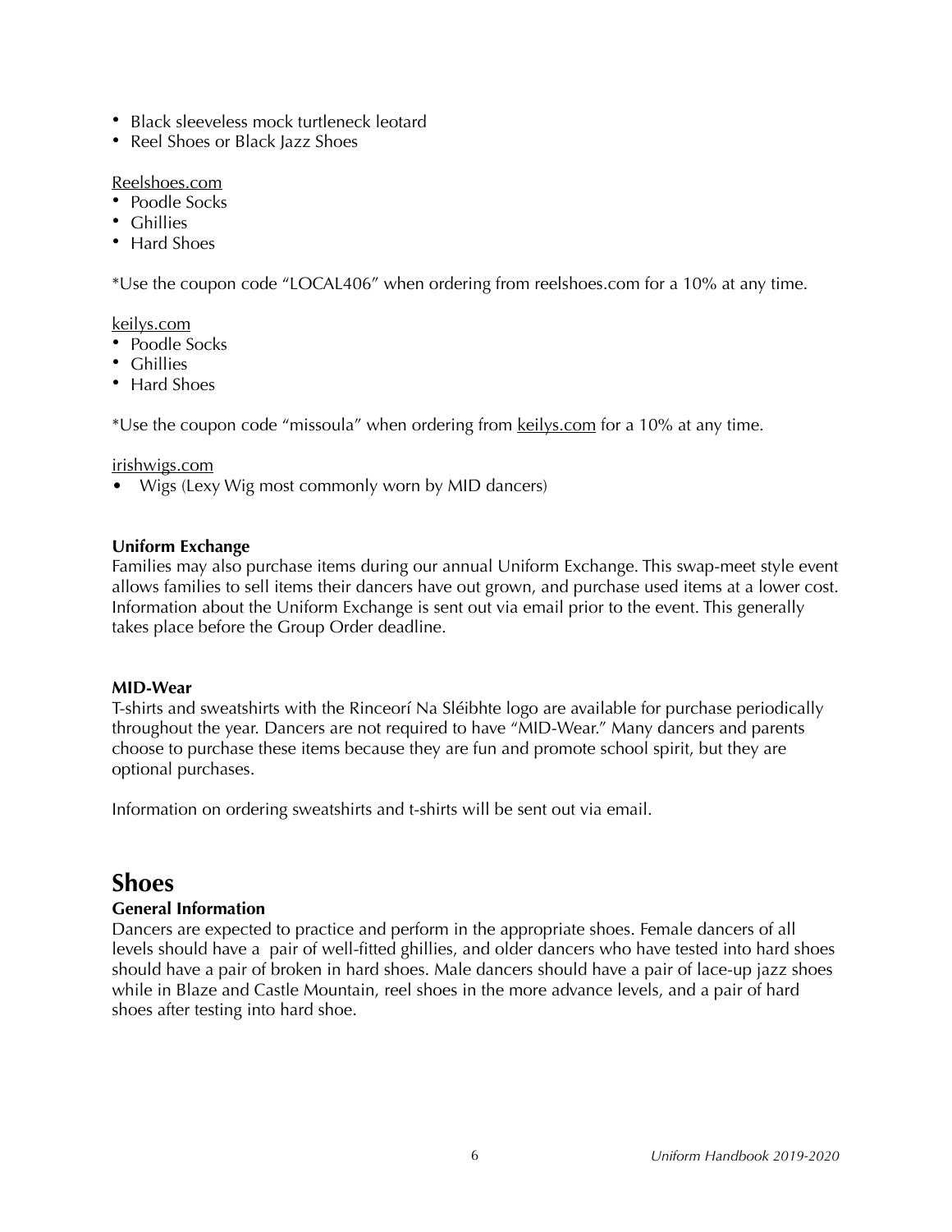- Black sleeveless mock turtleneck leotard
- Reel Shoes or Black Jazz Shoes

Reelshoes.com
- Poodle Socks
- Ghillies
- Hard Shoes

*Use the coupon code “LOCAL406” when ordering from reelshoes.com for a 10% at any time.

keilys.com
- Poodle Socks
- Ghillies
- Hard Shoes

*Use the coupon code “missoula” when ordering from keilys.com for a 10% at any time.

irishwigs.com
- Wigs (Lexy Wig most commonly worn by MID dancers)

**Uniform Exchange**

Families may also purchase items during our annual Uniform Exchange. This swap-meet style event allows families to sell items their dancers have out grown, and purchase used items at a lower cost. Information about the Uniform Exchange is sent out via email prior to the event. This generally takes place before the Group Order deadline.

**MID-Wear**

T-shirts and sweatshirts with the Rinceorí Na Sléibhte logo are available for purchase periodically throughout the year. Dancers are not required to have “MID-Wear.” Many dancers and parents choose to purchase these items because they are fun and promote school spirit, but they are optional purchases.

Information on ordering sweatshirts and t-shirts will be sent out via email.

# Shoes

**General Information**

Dancers are expected to practice and perform in the appropriate shoes. Female dancers of all levels should have a pair of well-fitted ghillies, and older dancers who have tested into hard shoes should have a pair of broken in hard shoes. Male dancers should have a pair of lace-up jazz shoes while in Blaze and Castle Mountain, reel shoes in the more advance levels, and a pair of hard shoes after testing into hard shoe.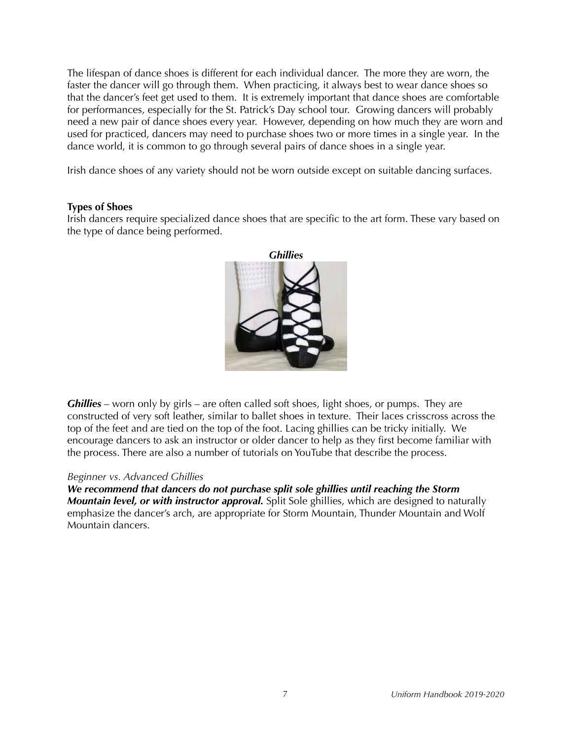The lifespan of dance shoes is different for each individual dancer. The more they are worn, the faster the dancer will go through them. When practicing, it always best to wear dance shoes so that the dancer's feet get used to them. It is extremely important that dance shoes are comfortable for performances, especially for the St. Patrick's Day school tour. Growing dancers will probably need a new pair of dance shoes every year. However, depending on how much they are worn and used for practiced, dancers may need to purchase shoes two or more times in a single year. In the dance world, it is common to go through several pairs of dance shoes in a single year.

Irish dance shoes of any variety should not be worn outside except on suitable dancing surfaces.

**Types of Shoes**

Irish dancers require specialized dance shoes that are specific to the art form. These vary based on the type of dance being performed.

***Ghillies***

***Ghillies*** – worn only by girls – are often called soft shoes, light shoes, or pumps. They are constructed of very soft leather, similar to ballet shoes in texture. Their laces crisscross across the top of the feet and are tied on the top of the foot. Lacing ghillies can be tricky initially. We encourage dancers to ask an instructor or older dancer to help as they first become familiar with the process. There are also a number of tutorials on YouTube that describe the process.

*Beginner vs. Advanced Ghillies*

***We recommend that dancers do not purchase split sole ghillies until reaching the Storm Mountain level, or with instructor approval.*** Split Sole ghillies, which are designed to naturally emphasize the dancer's arch, are appropriate for Storm Mountain, Thunder Mountain and Wolf Mountain dancers.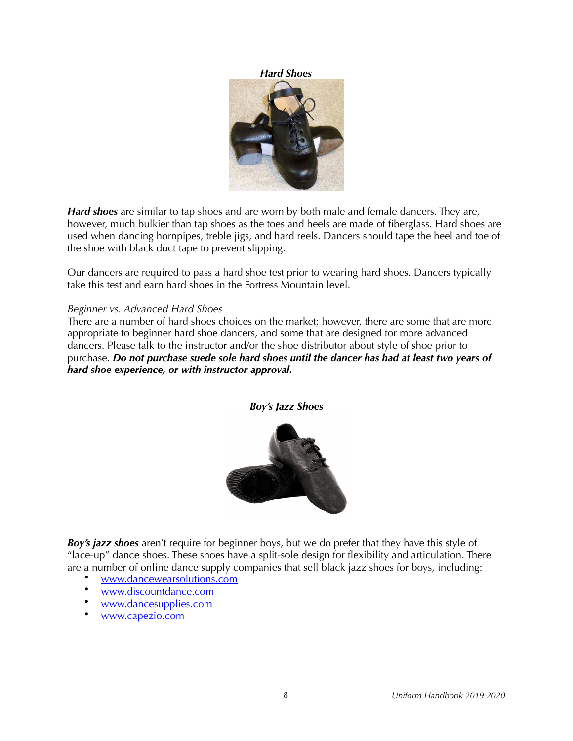### *Hard Shoes*

***Hard shoes*** are similar to tap shoes and are worn by both male and female dancers. They are, however, much bulkier than tap shoes as the toes and heels are made of fiberglass. Hard shoes are used when dancing hornpipes, treble jigs, and hard reels. Dancers should tape the heel and toe of the shoe with black duct tape to prevent slipping.

Our dancers are required to pass a hard shoe test prior to wearing hard shoes. Dancers typically take this test and earn hard shoes in the Fortress Mountain level.

*Beginner vs. Advanced Hard Shoes*

There are a number of hard shoes choices on the market; however, there are some that are more appropriate to beginner hard shoe dancers, and some that are designed for more advanced dancers. Please talk to the instructor and/or the shoe distributor about style of shoe prior to purchase. ***Do not purchase suede sole hard shoes until the dancer has had at least two years of hard shoe experience, or with instructor approval.***

### *Boy's Jazz Shoes*

***Boy's jazz shoes*** aren't require for beginner boys, but we do prefer that they have this style of "lace-up" dance shoes. These shoes have a split-sole design for flexibility and articulation. There are a number of online dance supply companies that sell black jazz shoes for boys, including:

- www.dancewearsolutions.com
- www.discountdance.com
- www.dancesupplies.com
- www.capezio.com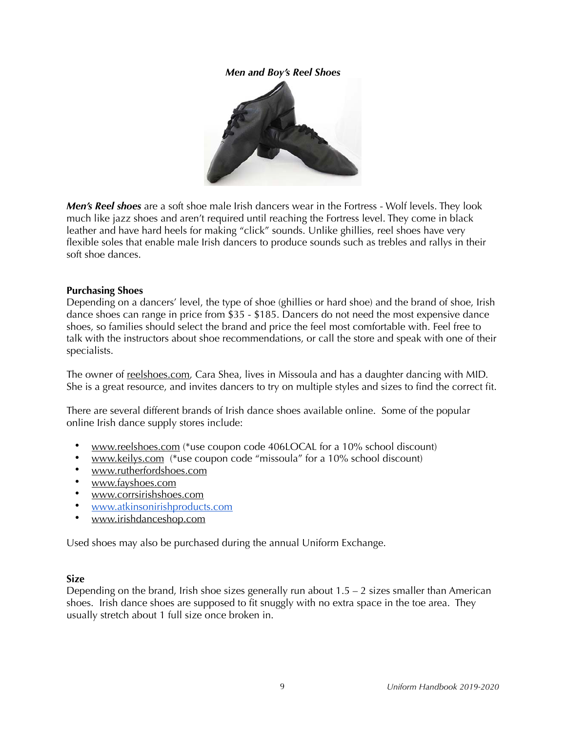***Men and Boy's Reel Shoes***

***Men's Reel shoes*** are a soft shoe male Irish dancers wear in the Fortress - Wolf levels. They look much like jazz shoes and aren't required until reaching the Fortress level. They come in black leather and have hard heels for making "click" sounds. Unlike ghillies, reel shoes have very flexible soles that enable male Irish dancers to produce sounds such as trebles and rallys in their soft shoe dances.

**Purchasing Shoes**

Depending on a dancers' level, the type of shoe (ghillies or hard shoe) and the brand of shoe, Irish dance shoes can range in price from $35 - $185. Dancers do not need the most expensive dance shoes, so families should select the brand and price the feel most comfortable with. Feel free to talk with the instructors about shoe recommendations, or call the store and speak with one of their specialists.

The owner of reelshoes.com, Cara Shea, lives in Missoula and has a daughter dancing with MID. She is a great resource, and invites dancers to try on multiple styles and sizes to find the correct fit.

There are several different brands of Irish dance shoes available online. Some of the popular online Irish dance supply stores include:

- www.reelshoes.com (*use coupon code 406LOCAL for a 10% school discount)
- www.keilys.com (*use coupon code "missoula" for a 10% school discount)
- www.rutherfordshoes.com
- www.fayshoes.com
- www.corrsirishshoes.com
- www.atkinsonirishproducts.com
- www.irishdanceshop.com

Used shoes may also be purchased during the annual Uniform Exchange.

**Size**

Depending on the brand, Irish shoe sizes generally run about 1.5 – 2 sizes smaller than American shoes. Irish dance shoes are supposed to fit snuggly with no extra space in the toe area. They usually stretch about 1 full size once broken in.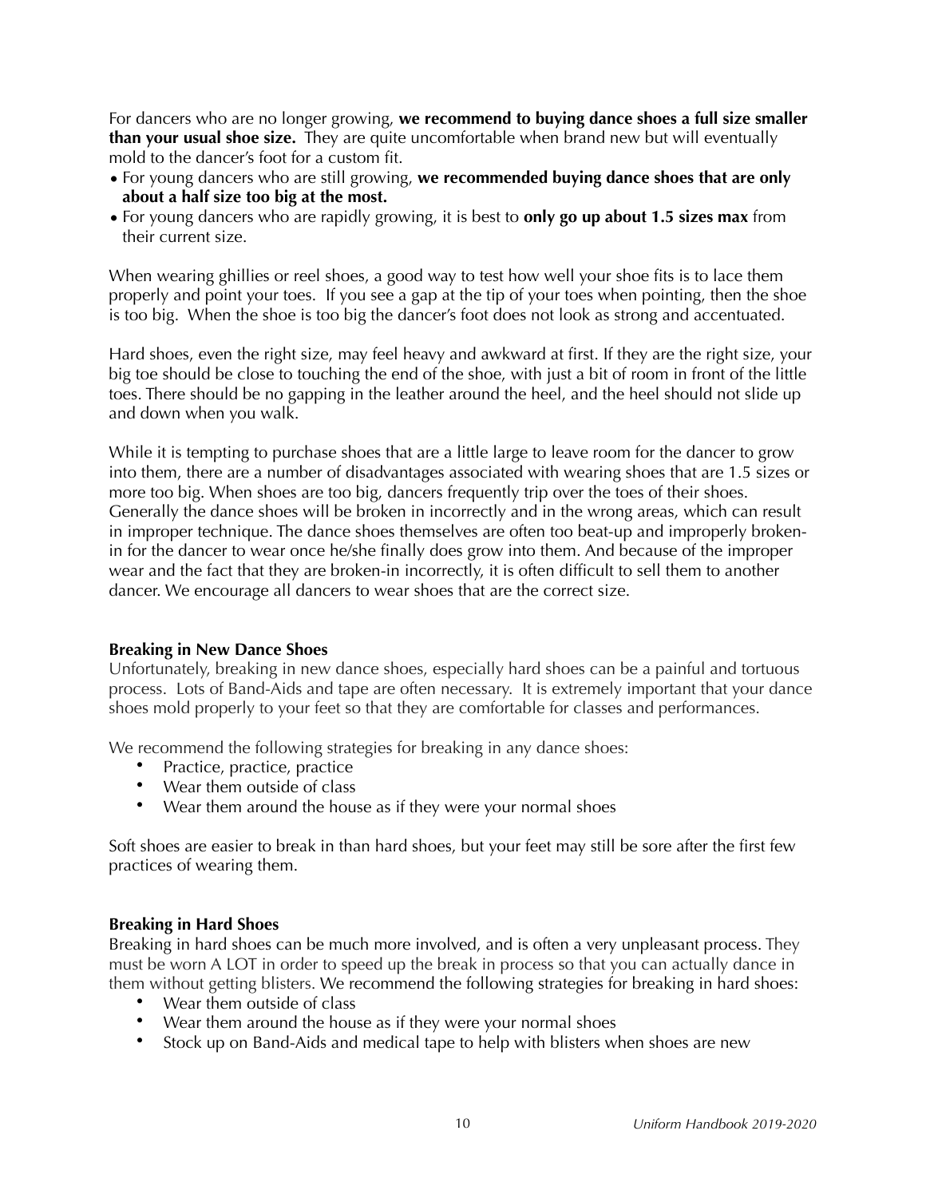For dancers who are no longer growing, **we recommend to buying dance shoes a full size smaller than your usual shoe size.** They are quite uncomfortable when brand new but will eventually mold to the dancer's foot for a custom fit.

- For young dancers who are still growing, **we recommended buying dance shoes that are only about a half size too big at the most.**
- For young dancers who are rapidly growing, it is best to **only go up about 1.5 sizes max** from their current size.

When wearing ghillies or reel shoes, a good way to test how well your shoe fits is to lace them properly and point your toes. If you see a gap at the tip of your toes when pointing, then the shoe is too big. When the shoe is too big the dancer's foot does not look as strong and accentuated.

Hard shoes, even the right size, may feel heavy and awkward at first. If they are the right size, your big toe should be close to touching the end of the shoe, with just a bit of room in front of the little toes. There should be no gapping in the leather around the heel, and the heel should not slide up and down when you walk.

While it is tempting to purchase shoes that are a little large to leave room for the dancer to grow into them, there are a number of disadvantages associated with wearing shoes that are 1.5 sizes or more too big. When shoes are too big, dancers frequently trip over the toes of their shoes. Generally the dance shoes will be broken in incorrectly and in the wrong areas, which can result in improper technique. The dance shoes themselves are often too beat-up and improperly broken-in for the dancer to wear once he/she finally does grow into them. And because of the improper wear and the fact that they are broken-in incorrectly, it is often difficult to sell them to another dancer. We encourage all dancers to wear shoes that are the correct size.

**Breaking in New Dance Shoes**

Unfortunately, breaking in new dance shoes, especially hard shoes can be a painful and tortuous process. Lots of Band-Aids and tape are often necessary. It is extremely important that your dance shoes mold properly to your feet so that they are comfortable for classes and performances.

We recommend the following strategies for breaking in any dance shoes:

- Practice, practice, practice
- Wear them outside of class
- Wear them around the house as if they were your normal shoes

Soft shoes are easier to break in than hard shoes, but your feet may still be sore after the first few practices of wearing them.

**Breaking in Hard Shoes**

Breaking in hard shoes can be much more involved, and is often a very unpleasant process. They must be worn A LOT in order to speed up the break in process so that you can actually dance in them without getting blisters. We recommend the following strategies for breaking in hard shoes:

- Wear them outside of class
- Wear them around the house as if they were your normal shoes
- Stock up on Band-Aids and medical tape to help with blisters when shoes are new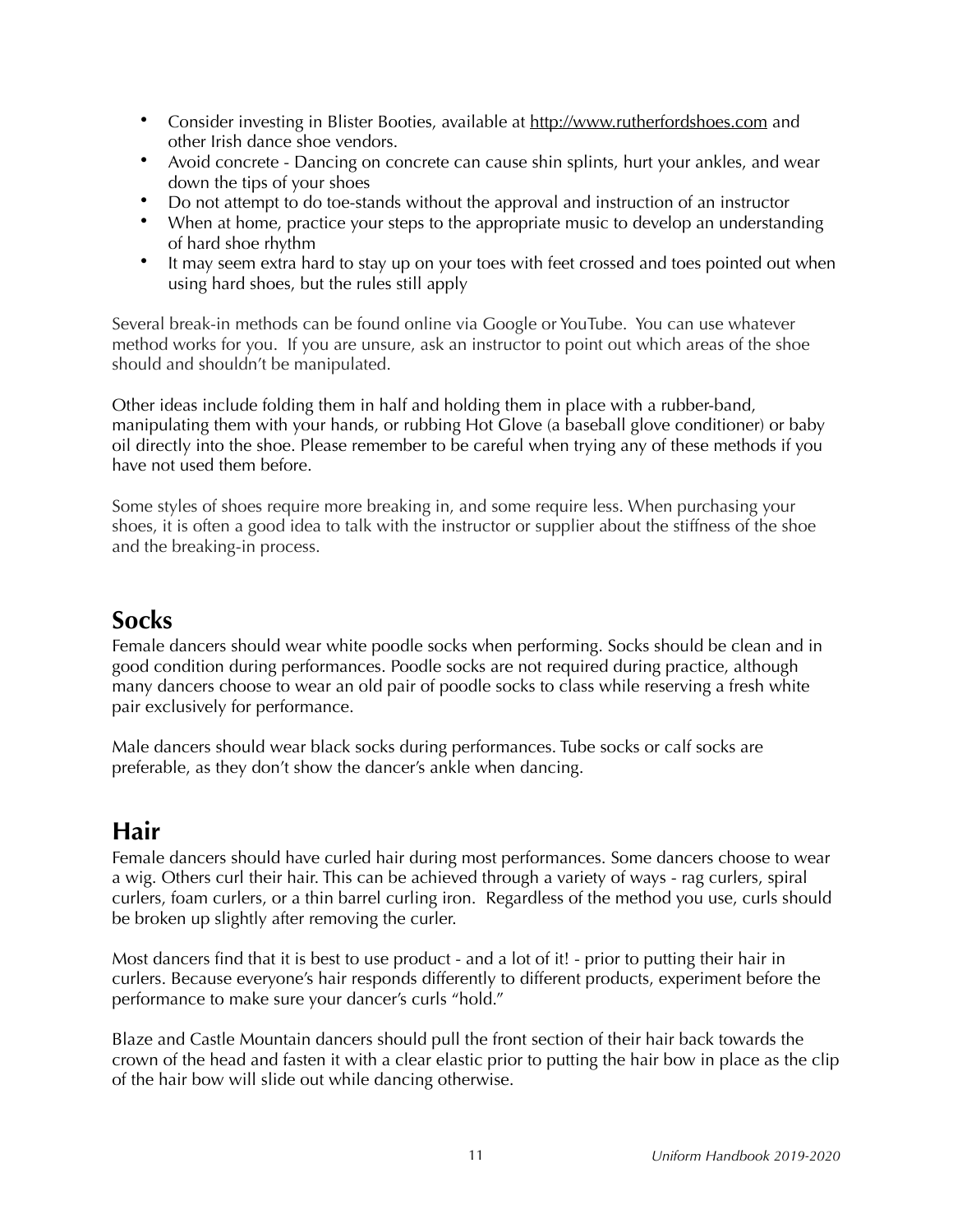- Consider investing in Blister Booties, available at http://www.rutherfordshoes.com and other Irish dance shoe vendors.
- Avoid concrete - Dancing on concrete can cause shin splints, hurt your ankles, and wear down the tips of your shoes
- Do not attempt to do toe-stands without the approval and instruction of an instructor
- When at home, practice your steps to the appropriate music to develop an understanding of hard shoe rhythm
- It may seem extra hard to stay up on your toes with feet crossed and toes pointed out when using hard shoes, but the rules still apply

Several break-in methods can be found online via Google or YouTube. You can use whatever method works for you. If you are unsure, ask an instructor to point out which areas of the shoe should and shouldn't be manipulated.

Other ideas include folding them in half and holding them in place with a rubber-band, manipulating them with your hands, or rubbing Hot Glove (a baseball glove conditioner) or baby oil directly into the shoe. Please remember to be careful when trying any of these methods if you have not used them before.

Some styles of shoes require more breaking in, and some require less. When purchasing your shoes, it is often a good idea to talk with the instructor or supplier about the stiffness of the shoe and the breaking-in process.

## Socks

Female dancers should wear white poodle socks when performing. Socks should be clean and in good condition during performances. Poodle socks are not required during practice, although many dancers choose to wear an old pair of poodle socks to class while reserving a fresh white pair exclusively for performance.

Male dancers should wear black socks during performances. Tube socks or calf socks are preferable, as they don't show the dancer's ankle when dancing.

## Hair

Female dancers should have curled hair during most performances. Some dancers choose to wear a wig. Others curl their hair. This can be achieved through a variety of ways - rag curlers, spiral curlers, foam curlers, or a thin barrel curling iron. Regardless of the method you use, curls should be broken up slightly after removing the curler.

Most dancers find that it is best to use product - and a lot of it! - prior to putting their hair in curlers. Because everyone's hair responds differently to different products, experiment before the performance to make sure your dancer's curls "hold."

Blaze and Castle Mountain dancers should pull the front section of their hair back towards the crown of the head and fasten it with a clear elastic prior to putting the hair bow in place as the clip of the hair bow will slide out while dancing otherwise.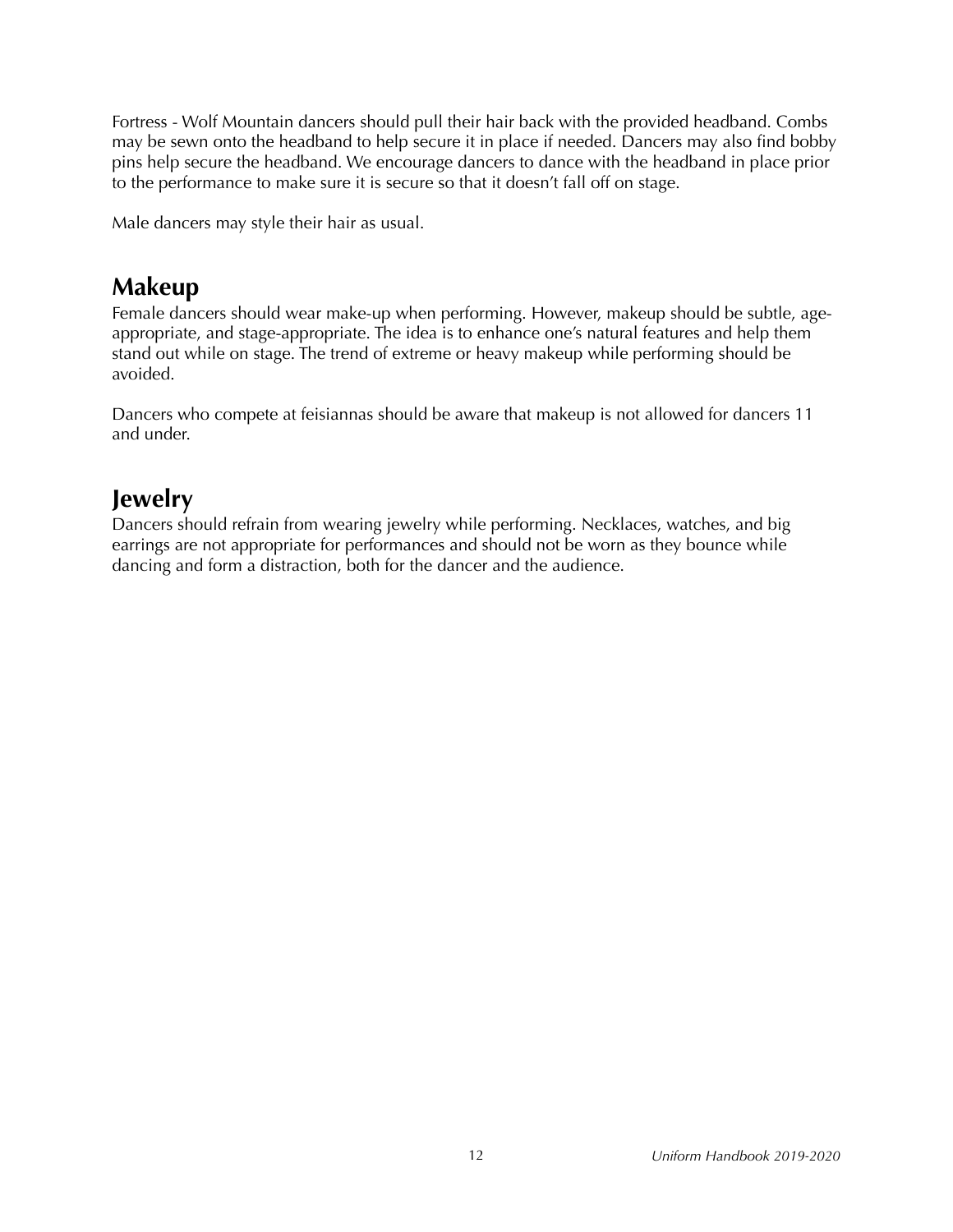Fortress - Wolf Mountain dancers should pull their hair back with the provided headband. Combs may be sewn onto the headband to help secure it in place if needed. Dancers may also find bobby pins help secure the headband. We encourage dancers to dance with the headband in place prior to the performance to make sure it is secure so that it doesn't fall off on stage.

Male dancers may style their hair as usual.

## Makeup

Female dancers should wear make-up when performing. However, makeup should be subtle, age-appropriate, and stage-appropriate. The idea is to enhance one's natural features and help them stand out while on stage. The trend of extreme or heavy makeup while performing should be avoided.

Dancers who compete at feisiannas should be aware that makeup is not allowed for dancers 11 and under.

## Jewelry

Dancers should refrain from wearing jewelry while performing. Necklaces, watches, and big earrings are not appropriate for performances and should not be worn as they bounce while dancing and form a distraction, both for the dancer and the audience.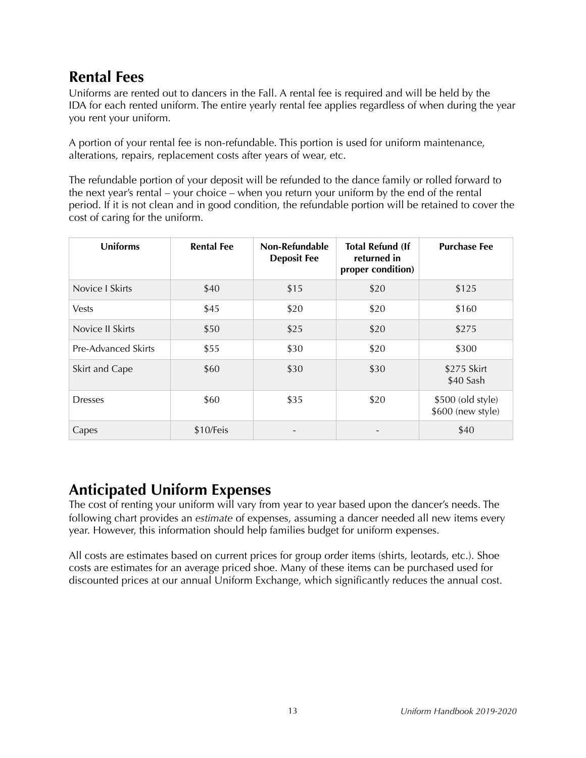## Rental Fees

Uniforms are rented out to dancers in the Fall. A rental fee is required and will be held by the IDA for each rented uniform. The entire yearly rental fee applies regardless of when during the year you rent your uniform.

A portion of your rental fee is non-refundable. This portion is used for uniform maintenance, alterations, repairs, replacement costs after years of wear, etc.

The refundable portion of your deposit will be refunded to the dance family or rolled forward to the next year's rental – your choice – when you return your uniform by the end of the rental period. If it is not clean and in good condition, the refundable portion will be retained to cover the cost of caring for the uniform.

| Uniforms | Rental Fee | Non-Refundable Deposit Fee | Total Refund (If returned in proper condition) | Purchase Fee |
|---|---|---|---|---|
| Novice I Skirts | $40 | $15 | $20 | $125 |
| Vests | $45 | $20 | $20 | $160 |
| Novice II Skirts | $50 | $25 | $20 | $275 |
| Pre-Advanced Skirts | $55 | $30 | $20 | $300 |
| Skirt and Cape | $60 | $30 | $30 | $275 Skirt<br>$40 Sash |
| Dresses | $60 | $35 | $20 | $500 (old style)<br>$600 (new style) |
| Capes | $10/Feis | - | - | $40 |

## Anticipated Uniform Expenses

The cost of renting your uniform will vary from year to year based upon the dancer's needs. The following chart provides an *estimate* of expenses, assuming a dancer needed all new items every year. However, this information should help families budget for uniform expenses.

All costs are estimates based on current prices for group order items (shirts, leotards, etc.). Shoe costs are estimates for an average priced shoe. Many of these items can be purchased used for discounted prices at our annual Uniform Exchange, which significantly reduces the annual cost.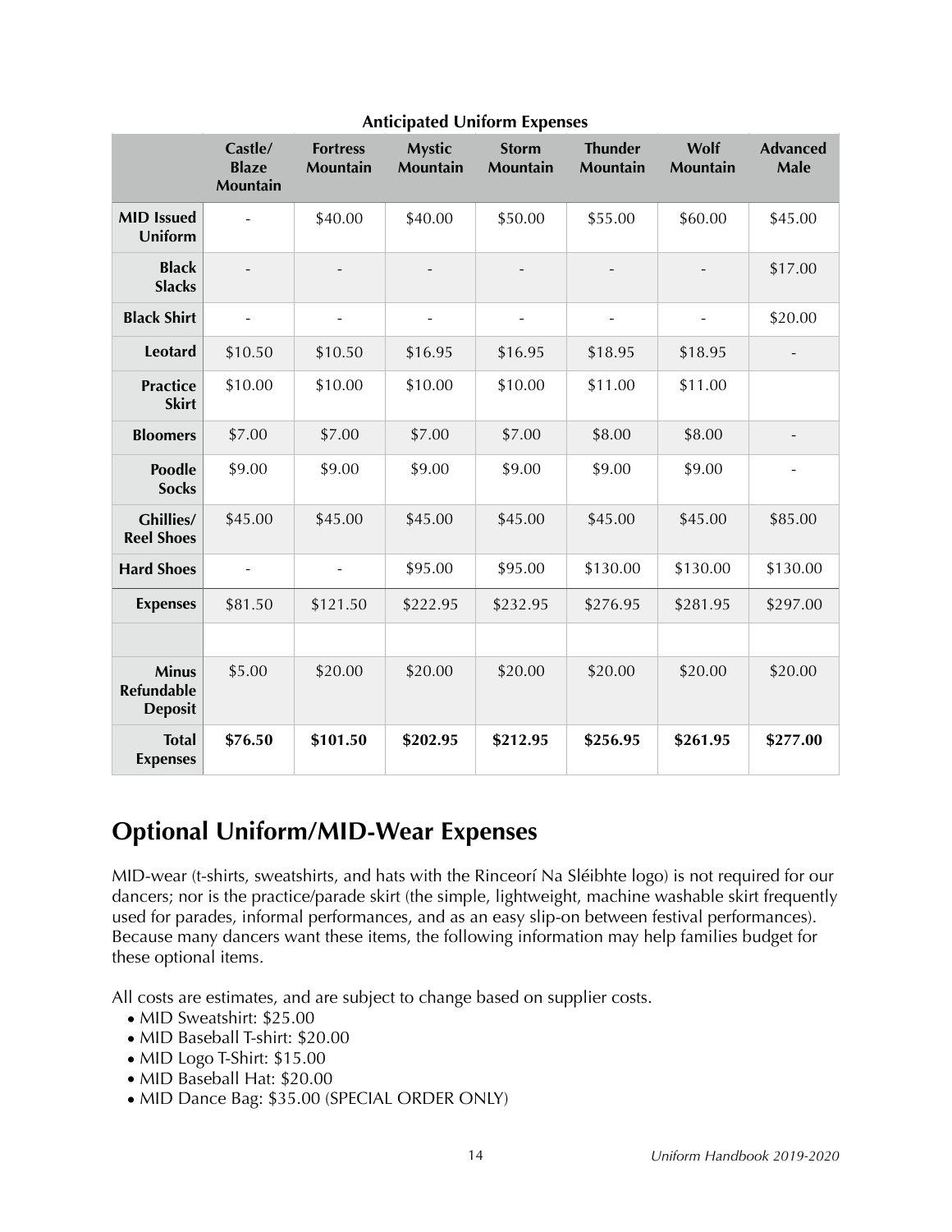**Anticipated Uniform Expenses**

| | Castle/ Blaze Mountain | Fortress Mountain | Mystic Mountain | Storm Mountain | Thunder Mountain | Wolf Mountain | Advanced Male |
|---|---|---|---|---|---|---|---|
| **MID Issued Uniform** | - | $40.00 | $40.00 | $50.00 | $55.00 | $60.00 | $45.00 |
| **Black Slacks** | - | - | - | - | - | - | $17.00 |
| **Black Shirt** | - | - | - | - | - | - | $20.00 |
| **Leotard** | $10.50 | $10.50 | $16.95 | $16.95 | $18.95 | $18.95 | - |
| **Practice Skirt** | $10.00 | $10.00 | $10.00 | $10.00 | $11.00 | $11.00 | |
| **Bloomers** | $7.00 | $7.00 | $7.00 | $7.00 | $8.00 | $8.00 | - |
| **Poodle Socks** | $9.00 | $9.00 | $9.00 | $9.00 | $9.00 | $9.00 | - |
| **Ghillies/ Reel Shoes** | $45.00 | $45.00 | $45.00 | $45.00 | $45.00 | $45.00 | $85.00 |
| **Hard Shoes** | - | - | $95.00 | $95.00 | $130.00 | $130.00 | $130.00 |
| **Expenses** | $81.50 | $121.50 | $222.95 | $232.95 | $276.95 | $281.95 | $297.00 |
| | | | | | | | |
| **Minus Refundable Deposit** | $5.00 | $20.00 | $20.00 | $20.00 | $20.00 | $20.00 | $20.00 |
| **Total Expenses** | **$76.50** | **$101.50** | **$202.95** | **$212.95** | **$256.95** | **$261.95** | **$277.00** |

## Optional Uniform/MID-Wear Expenses

MID-wear (t-shirts, sweatshirts, and hats with the Rinceorí Na Sléibhte logo) is not required for our dancers; nor is the practice/parade skirt (the simple, lightweight, machine washable skirt frequently used for parades, informal performances, and as an easy slip-on between festival performances). Because many dancers want these items, the following information may help families budget for these optional items.

All costs are estimates, and are subject to change based on supplier costs.

- MID Sweatshirt: $25.00
- MID Baseball T-shirt: $20.00
- MID Logo T-Shirt: $15.00
- MID Baseball Hat: $20.00
- MID Dance Bag: $35.00 (SPECIAL ORDER ONLY)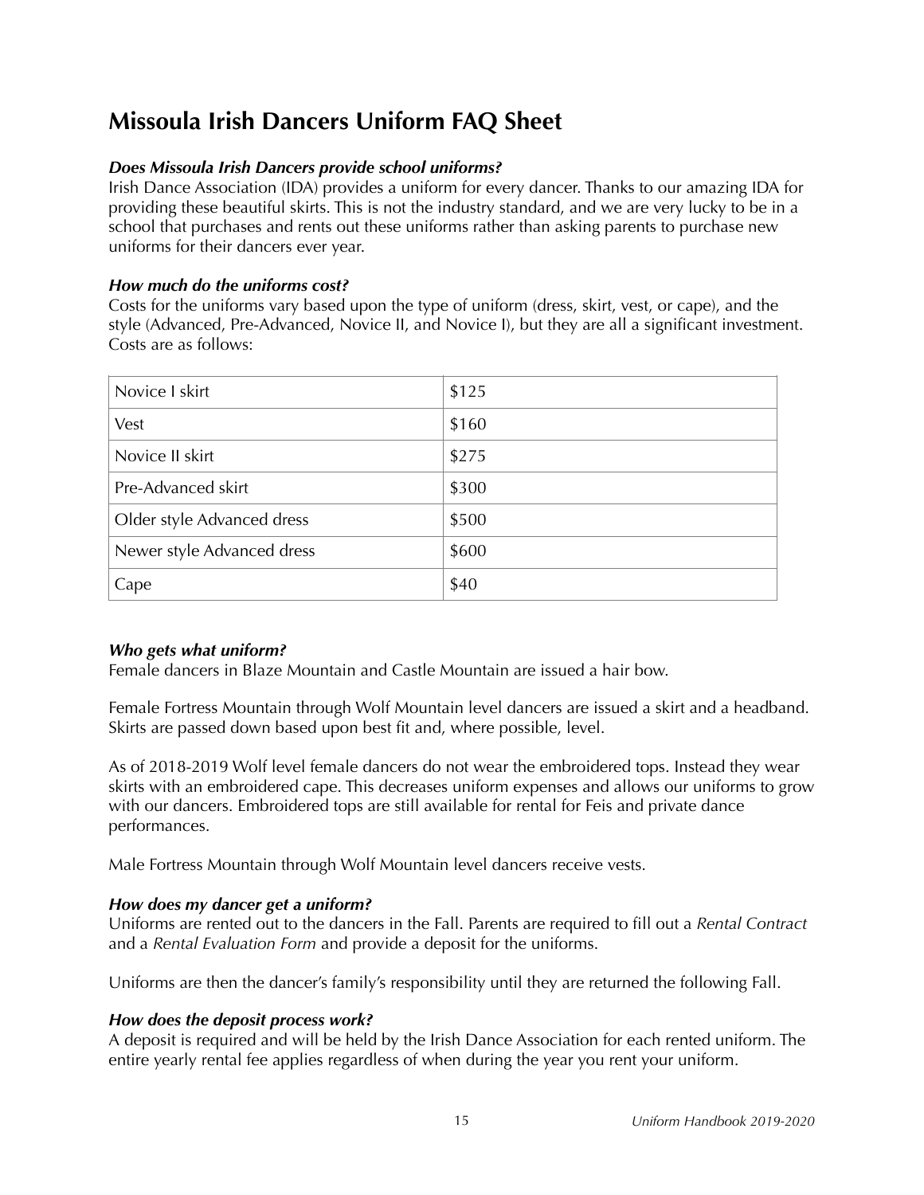# Missoula Irish Dancers Uniform FAQ Sheet

***Does Missoula Irish Dancers provide school uniforms?***

Irish Dance Association (IDA) provides a uniform for every dancer. Thanks to our amazing IDA for providing these beautiful skirts. This is not the industry standard, and we are very lucky to be in a school that purchases and rents out these uniforms rather than asking parents to purchase new uniforms for their dancers ever year.

***How much do the uniforms cost?***

Costs for the uniforms vary based upon the type of uniform (dress, skirt, vest, or cape), and the style (Advanced, Pre-Advanced, Novice II, and Novice I), but they are all a significant investment. Costs are as follows:

| | |
|---|---|
| Novice I skirt | $125 |
| Vest | $160 |
| Novice II skirt | $275 |
| Pre-Advanced skirt | $300 |
| Older style Advanced dress | $500 |
| Newer style Advanced dress | $600 |
| Cape | $40 |

***Who gets what uniform?***

Female dancers in Blaze Mountain and Castle Mountain are issued a hair bow.

Female Fortress Mountain through Wolf Mountain level dancers are issued a skirt and a headband. Skirts are passed down based upon best fit and, where possible, level.

As of 2018-2019 Wolf level female dancers do not wear the embroidered tops. Instead they wear skirts with an embroidered cape. This decreases uniform expenses and allows our uniforms to grow with our dancers. Embroidered tops are still available for rental for Feis and private dance performances.

Male Fortress Mountain through Wolf Mountain level dancers receive vests.

***How does my dancer get a uniform?***

Uniforms are rented out to the dancers in the Fall. Parents are required to fill out a *Rental Contract* and a *Rental Evaluation Form* and provide a deposit for the uniforms.

Uniforms are then the dancer's family's responsibility until they are returned the following Fall.

***How does the deposit process work?***

A deposit is required and will be held by the Irish Dance Association for each rented uniform. The entire yearly rental fee applies regardless of when during the year you rent your uniform.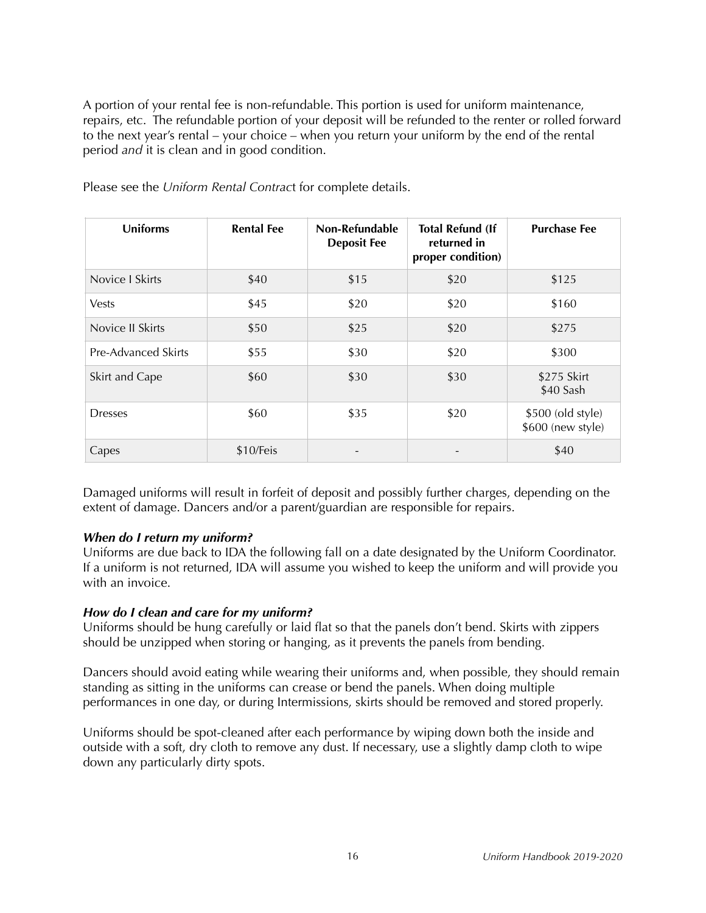A portion of your rental fee is non-refundable. This portion is used for uniform maintenance, repairs, etc. The refundable portion of your deposit will be refunded to the renter or rolled forward to the next year's rental – your choice – when you return your uniform by the end of the rental period *and* it is clean and in good condition.

Please see the *Uniform Rental Contract* for complete details.

| Uniforms | Rental Fee | Non-Refundable Deposit Fee | Total Refund (If returned in proper condition) | Purchase Fee |
|---|---|---|---|---|
| Novice I Skirts | $40 | $15 | $20 | $125 |
| Vests | $45 | $20 | $20 | $160 |
| Novice II Skirts | $50 | $25 | $20 | $275 |
| Pre-Advanced Skirts | $55 | $30 | $20 | $300 |
| Skirt and Cape | $60 | $30 | $30 | $275 Skirt<br>$40 Sash |
| Dresses | $60 | $35 | $20 | $500 (old style)<br>$600 (new style) |
| Capes | $10/Feis | - | - | $40 |

Damaged uniforms will result in forfeit of deposit and possibly further charges, depending on the extent of damage. Dancers and/or a parent/guardian are responsible for repairs.

***When do I return my uniform?***

Uniforms are due back to IDA the following fall on a date designated by the Uniform Coordinator. If a uniform is not returned, IDA will assume you wished to keep the uniform and will provide you with an invoice.

***How do I clean and care for my uniform?***

Uniforms should be hung carefully or laid flat so that the panels don't bend. Skirts with zippers should be unzipped when storing or hanging, as it prevents the panels from bending.

Dancers should avoid eating while wearing their uniforms and, when possible, they should remain standing as sitting in the uniforms can crease or bend the panels. When doing multiple performances in one day, or during Intermissions, skirts should be removed and stored properly.

Uniforms should be spot-cleaned after each performance by wiping down both the inside and outside with a soft, dry cloth to remove any dust. If necessary, use a slightly damp cloth to wipe down any particularly dirty spots.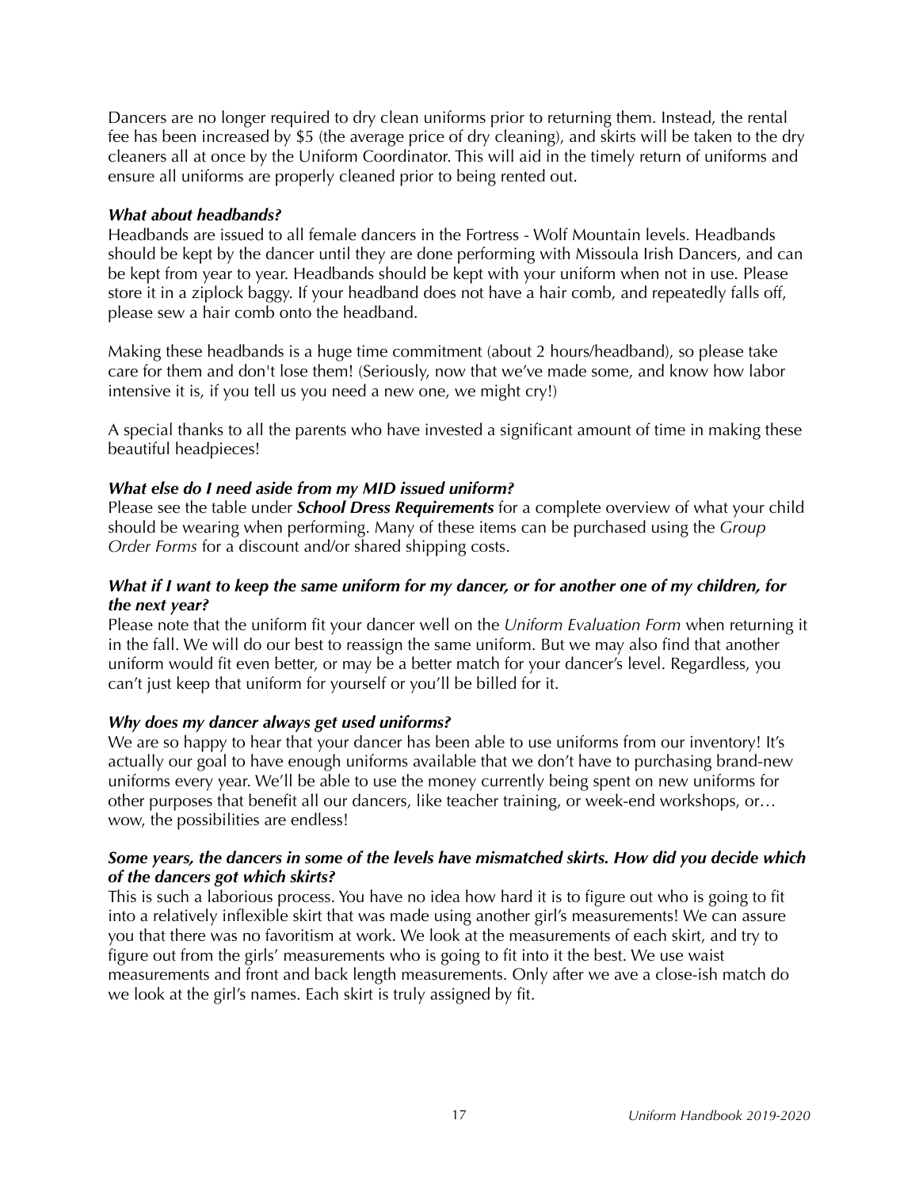Dancers are no longer required to dry clean uniforms prior to returning them. Instead, the rental fee has been increased by $5 (the average price of dry cleaning), and skirts will be taken to the dry cleaners all at once by the Uniform Coordinator. This will aid in the timely return of uniforms and ensure all uniforms are properly cleaned prior to being rented out.

***What about headbands?***
Headbands are issued to all female dancers in the Fortress - Wolf Mountain levels. Headbands should be kept by the dancer until they are done performing with Missoula Irish Dancers, and can be kept from year to year. Headbands should be kept with your uniform when not in use. Please store it in a ziplock baggy. If your headband does not have a hair comb, and repeatedly falls off, please sew a hair comb onto the headband.

Making these headbands is a huge time commitment (about 2 hours/headband), so please take care for them and don't lose them! (Seriously, now that we've made some, and know how labor intensive it is, if you tell us you need a new one, we might cry!)

A special thanks to all the parents who have invested a significant amount of time in making these beautiful headpieces!

***What else do I need aside from my MID issued uniform?***
Please see the table under ***School Dress Requirements*** for a complete overview of what your child should be wearing when performing. Many of these items can be purchased using the *Group Order Forms* for a discount and/or shared shipping costs.

***What if I want to keep the same uniform for my dancer, or for another one of my children, for the next year?***
Please note that the uniform fit your dancer well on the *Uniform Evaluation Form* when returning it in the fall. We will do our best to reassign the same uniform. But we may also find that another uniform would fit even better, or may be a better match for your dancer's level. Regardless, you can't just keep that uniform for yourself or you'll be billed for it.

***Why does my dancer always get used uniforms?***
We are so happy to hear that your dancer has been able to use uniforms from our inventory! It's actually our goal to have enough uniforms available that we don't have to purchasing brand-new uniforms every year. We'll be able to use the money currently being spent on new uniforms for other purposes that benefit all our dancers, like teacher training, or week-end workshops, or… wow, the possibilities are endless!

***Some years, the dancers in some of the levels have mismatched skirts. How did you decide which of the dancers got which skirts?***
This is such a laborious process. You have no idea how hard it is to figure out who is going to fit into a relatively inflexible skirt that was made using another girl's measurements! We can assure you that there was no favoritism at work. We look at the measurements of each skirt, and try to figure out from the girls' measurements who is going to fit into it the best. We use waist measurements and front and back length measurements. Only after we ave a close-ish match do we look at the girl's names. Each skirt is truly assigned by fit.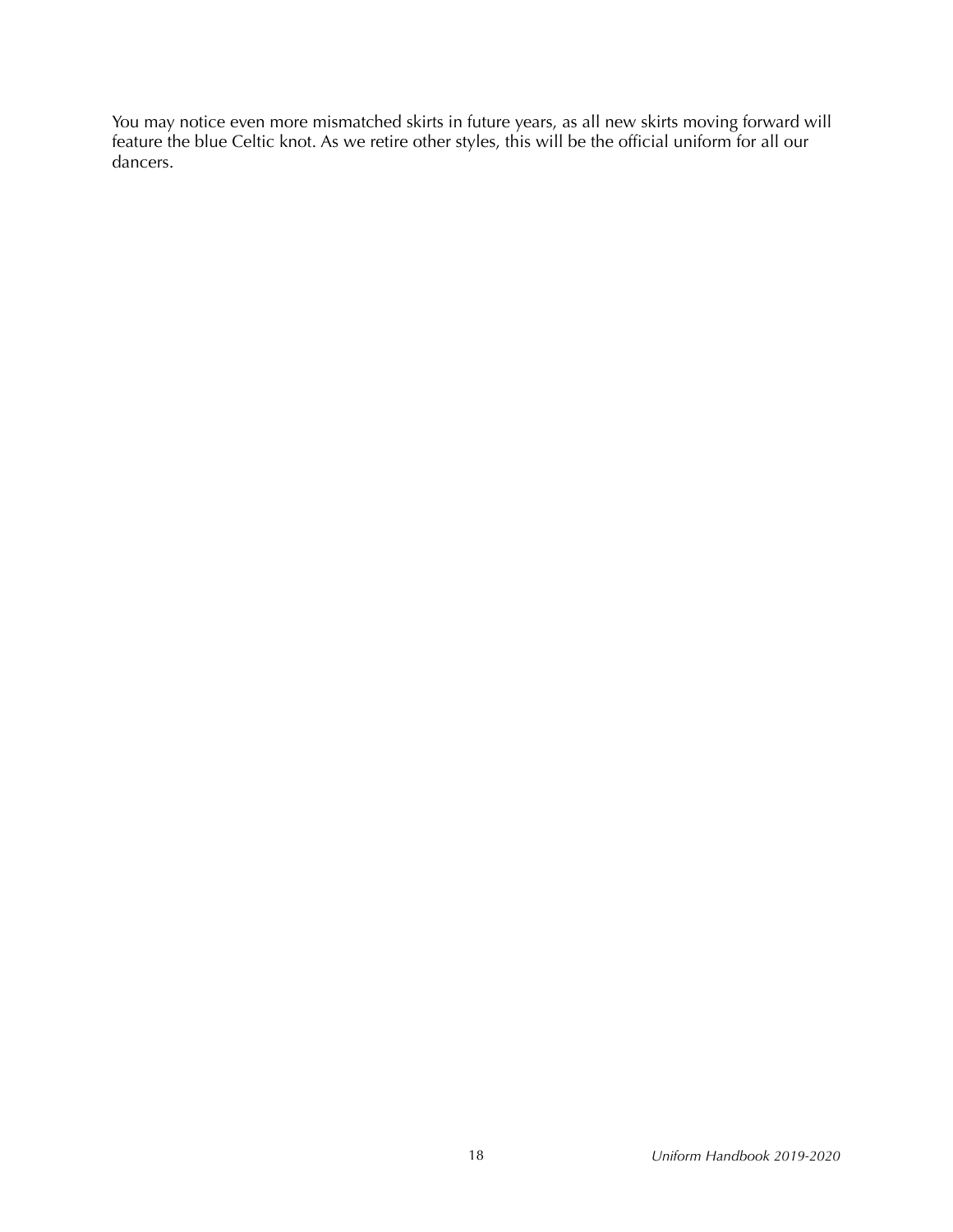You may notice even more mismatched skirts in future years, as all new skirts moving forward will feature the blue Celtic knot. As we retire other styles, this will be the official uniform for all our dancers.